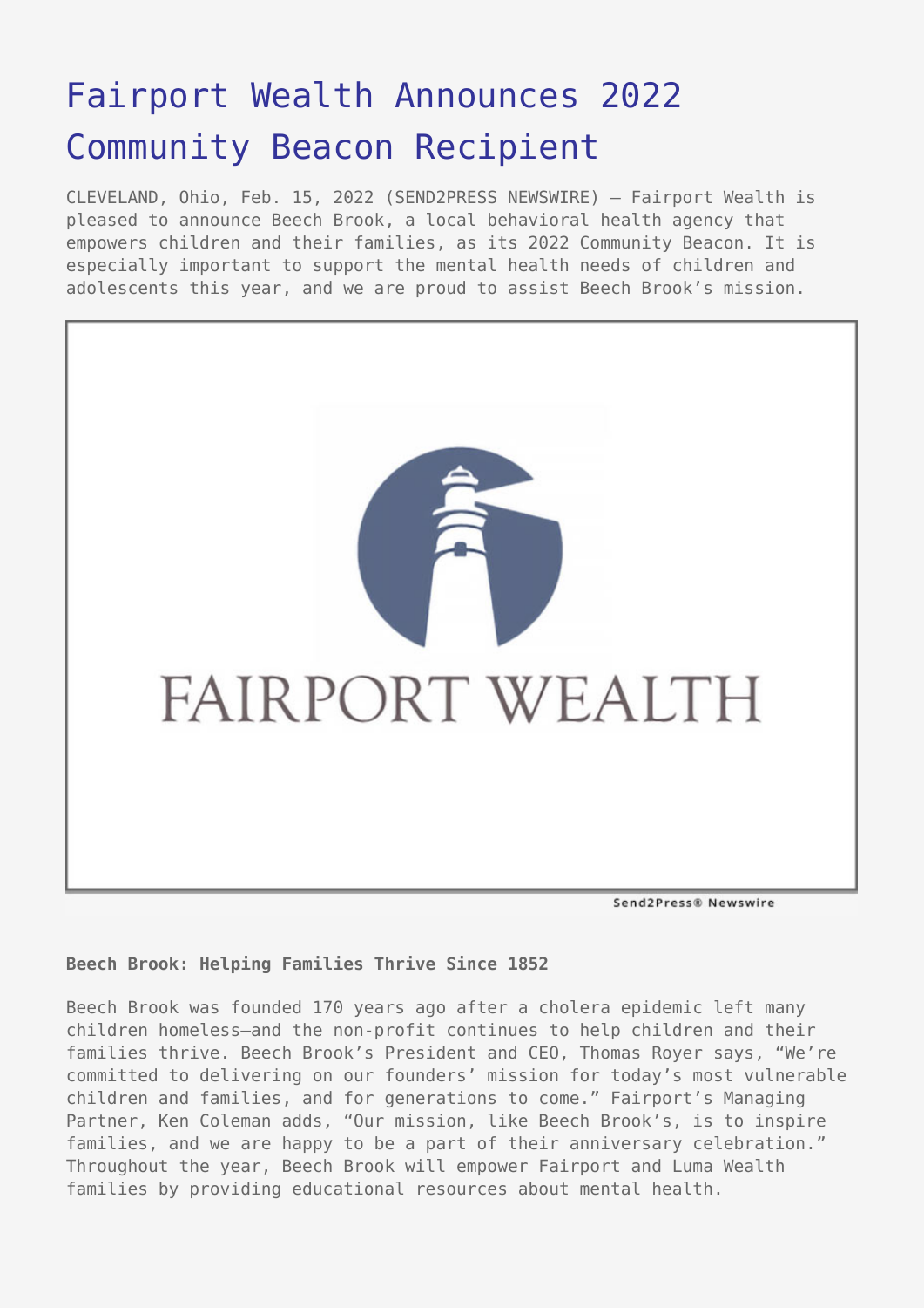# Fairport Wealth Announces 2022 Community Beacon Recipient

CLEVELAND, Ohio, Feb. 15, 2022 (SEND2PRESS NEWSWIRE) — Fairport Wealth is pleased to announce Beech Brook, a local behavioral health agency that empowers children and their families, as its 2022 Community Beacon. It is especially important to support the mental health needs of children and adolescents this year, and we are proud to assist Beech Brook's mission.

**Beech Brook: Helping Families Thrive Since 1852**

Beech Brook was founded 170 years ago after a cholera epidemic left many children homeless—and the non-profit continues to help children and their families thrive. Beech Brook's President and CEO, Thomas Royer says, "We're committed to delivering on our founders' mission for today's most vulnerable children and families, and for generations to come." Fairport's Managing Partner, Ken Coleman adds, "Our mission, like Beech Brook's, is to inspire families, and we are happy to be a part of their anniversary celebration." Throughout the year, Beech Brook will empower Fairport and Luma Wealth families by providing educational resources about mental health.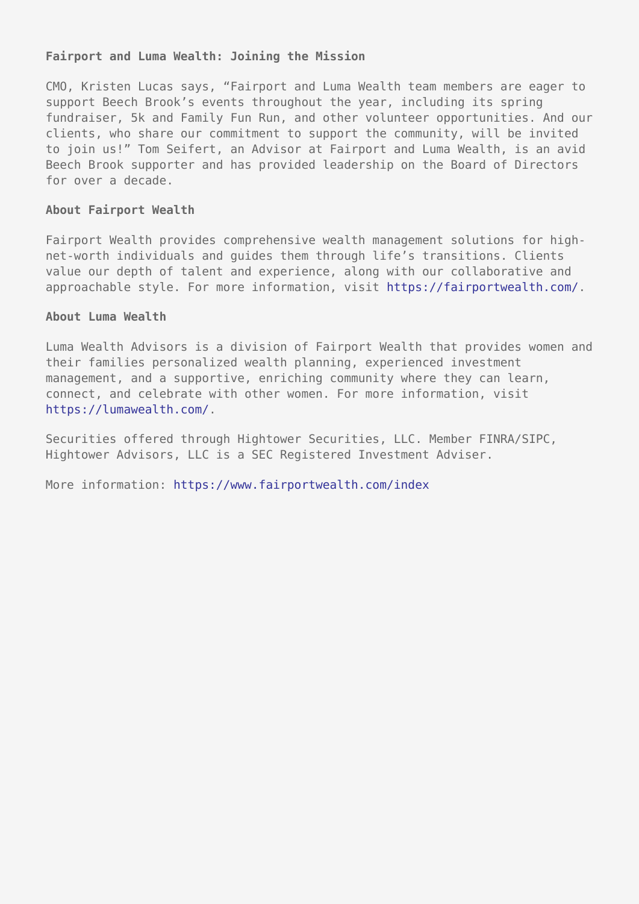**Fairport and Luma Wealth: Joining the Mission**

CMO, Kristen Lucas says, “Fairport and Luma Wealth team members are eager to support Beech Brook’s events throughout the year, including its spring fundraiser, 5k and Family Fun Run, and other volunteer opportunities. And our clients, who share our commitment to support the community, will be invited to join us!” Tom Seifert, an Advisor at Fairport and Luma Wealth, is an avid Beech Brook supporter and has provided leadership on the Board of Directors for over a decade.

**About Fairport Wealth**

Fairport Wealth provides comprehensive wealth management solutions for high-net-worth individuals and guides them through life’s transitions. Clients value our depth of talent and experience, along with our collaborative and approachable style. For more information, visit https://fairportwealth.com/.

**About Luma Wealth**

Luma Wealth Advisors is a division of Fairport Wealth that provides women and their families personalized wealth planning, experienced investment management, and a supportive, enriching community where they can learn, connect, and celebrate with other women. For more information, visit https://lumawealth.com/.

Securities offered through Hightower Securities, LLC. Member FINRA/SIPC, Hightower Advisors, LLC is a SEC Registered Investment Adviser.

More information: https://www.fairportwealth.com/index